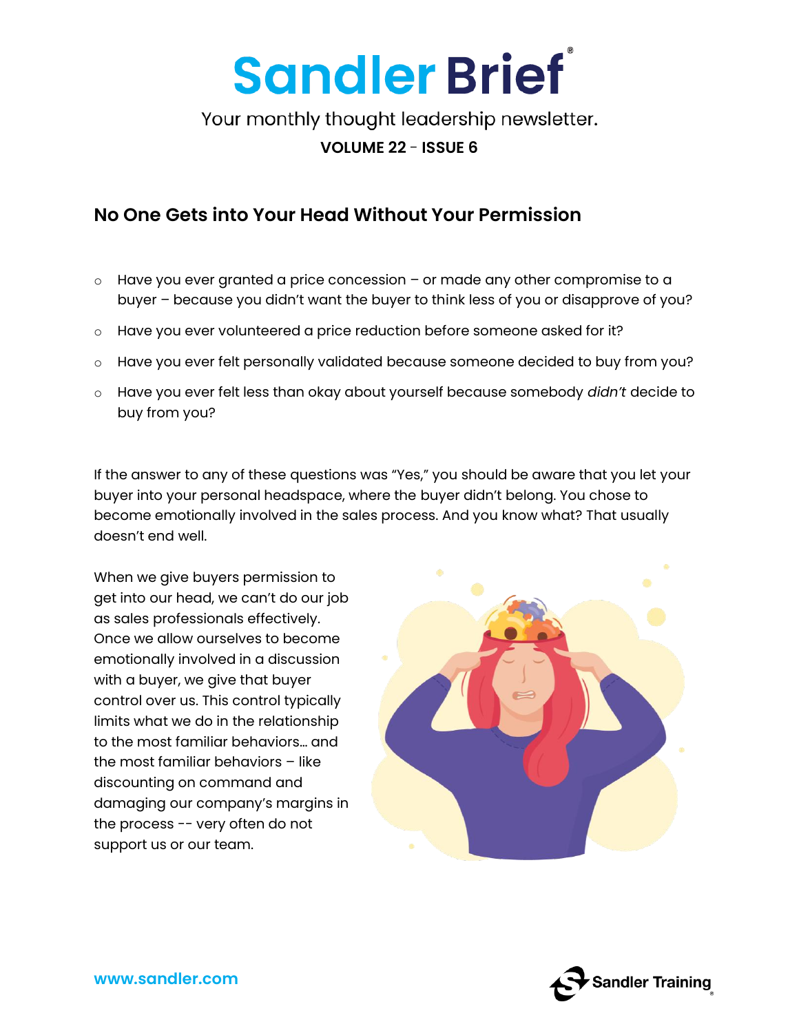# Sandler Brief

Your monthly thought leadership newsletter.

**VOLUME 22 - ISSUE 6**

## No One Gets into Your Head Without Your Permission

- Have you ever granted a price concession – or made any other compromise to a buyer – because you didn't want the buyer to think less of you or disapprove of you?
- Have you ever volunteered a price reduction before someone asked for it?
- Have you ever felt personally validated because someone decided to buy from you?
- Have you ever felt less than okay about yourself because somebody *didn't* decide to buy from you?

If the answer to any of these questions was "Yes," you should be aware that you let your buyer into your personal headspace, where the buyer didn't belong. You chose to become emotionally involved in the sales process. And you know what? That usually doesn't end well.

When we give buyers permission to get into our head, we can't do our job as sales professionals effectively. Once we allow ourselves to become emotionally involved in a discussion with a buyer, we give that buyer control over us. This control typically limits what we do in the relationship to the most familiar behaviors… and the most familiar behaviors – like discounting on command and damaging our company's margins in the process -- very often do not support us or our team.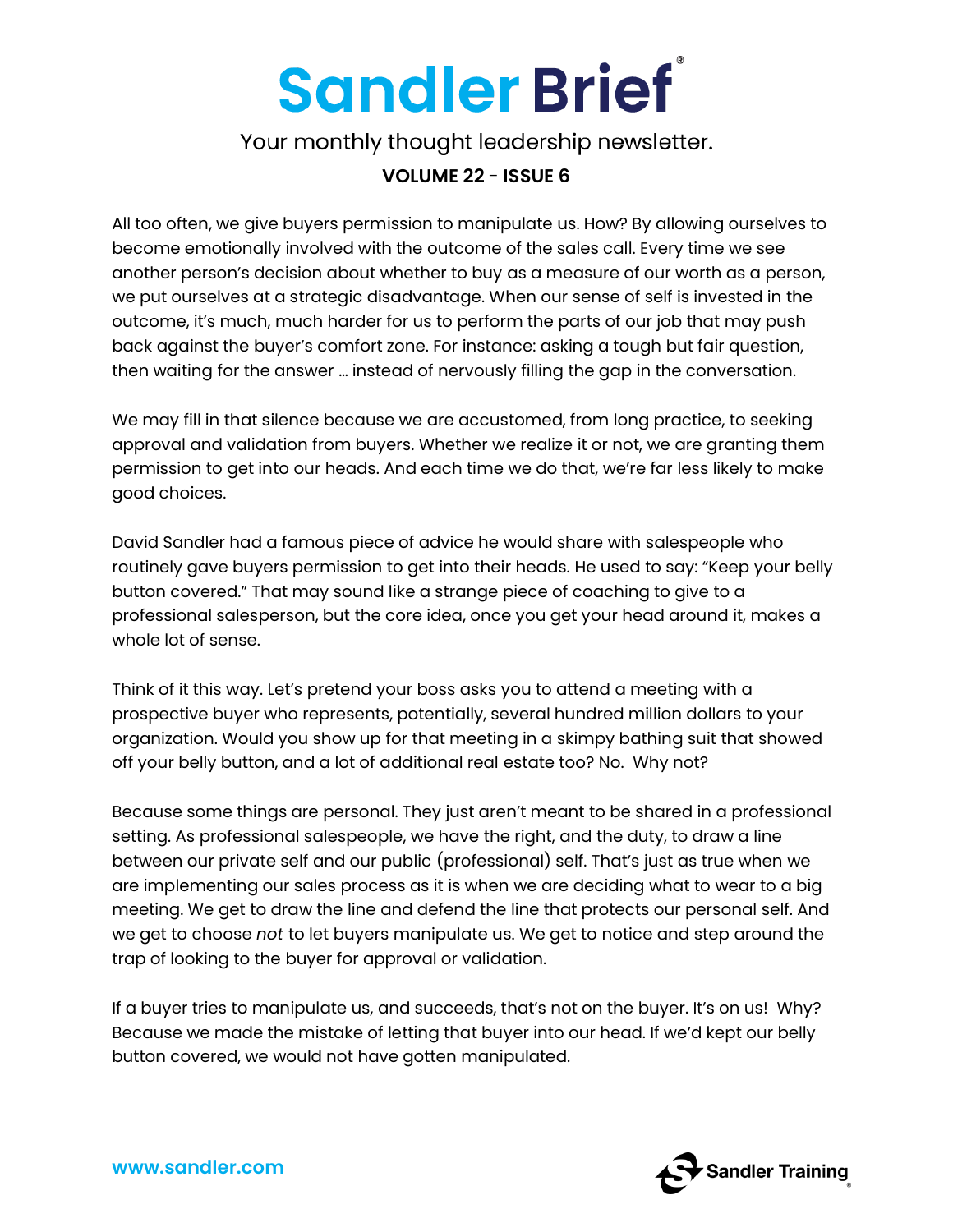# Sandler Brief

Your monthly thought leadership newsletter.

**VOLUME 22 - ISSUE 6**

All too often, we give buyers permission to manipulate us. How? By allowing ourselves to become emotionally involved with the outcome of the sales call. Every time we see another person's decision about whether to buy as a measure of our worth as a person, we put ourselves at a strategic disadvantage. When our sense of self is invested in the outcome, it's much, much harder for us to perform the parts of our job that may push back against the buyer's comfort zone. For instance: asking a tough but fair question, then waiting for the answer … instead of nervously filling the gap in the conversation.

We may fill in that silence because we are accustomed, from long practice, to seeking approval and validation from buyers. Whether we realize it or not, we are granting them permission to get into our heads. And each time we do that, we're far less likely to make good choices.

David Sandler had a famous piece of advice he would share with salespeople who routinely gave buyers permission to get into their heads. He used to say: "Keep your belly button covered." That may sound like a strange piece of coaching to give to a professional salesperson, but the core idea, once you get your head around it, makes a whole lot of sense.

Think of it this way. Let's pretend your boss asks you to attend a meeting with a prospective buyer who represents, potentially, several hundred million dollars to your organization. Would you show up for that meeting in a skimpy bathing suit that showed off your belly button, and a lot of additional real estate too? No. Why not?

Because some things are personal. They just aren't meant to be shared in a professional setting. As professional salespeople, we have the right, and the duty, to draw a line between our private self and our public (professional) self. That's just as true when we are implementing our sales process as it is when we are deciding what to wear to a big meeting. We get to draw the line and defend the line that protects our personal self. And we get to choose *not* to let buyers manipulate us. We get to notice and step around the trap of looking to the buyer for approval or validation.

If a buyer tries to manipulate us, and succeeds, that's not on the buyer. It's on us! Why? Because we made the mistake of letting that buyer into our head. If we'd kept our belly button covered, we would not have gotten manipulated.

www.sandler.com

Sandler Training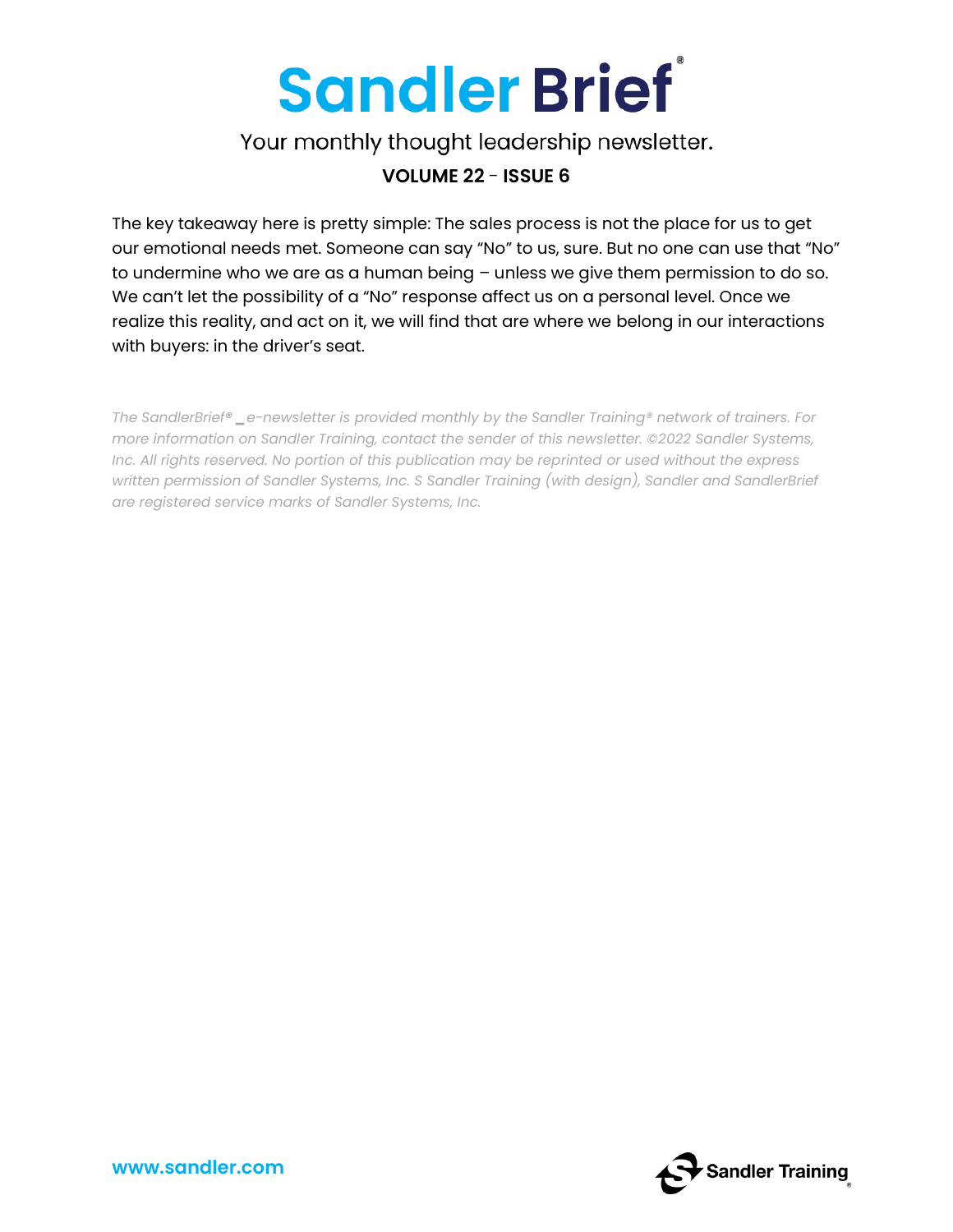The key takeaway here is pretty simple: The sales process is not the place for us to get our emotional needs met. Someone can say "No" to us, sure. But no one can use that "No" to undermine who we are as a human being – unless we give them permission to do so. We can't let the possibility of a "No" response affect us on a personal level. Once we realize this reality, and act on it, we will find that are where we belong in our interactions with buyers: in the driver's seat.

*The SandlerBrief® _e-newsletter is provided monthly by the Sandler Training® network of trainers. For more information on Sandler Training, contact the sender of this newsletter. ©2022 Sandler Systems, Inc. All rights reserved. No portion of this publication may be reprinted or used without the express written permission of Sandler Systems, Inc. S Sandler Training (with design), Sandler and SandlerBrief are registered service marks of Sandler Systems, Inc.*

www.sandler.com

Sandler Training